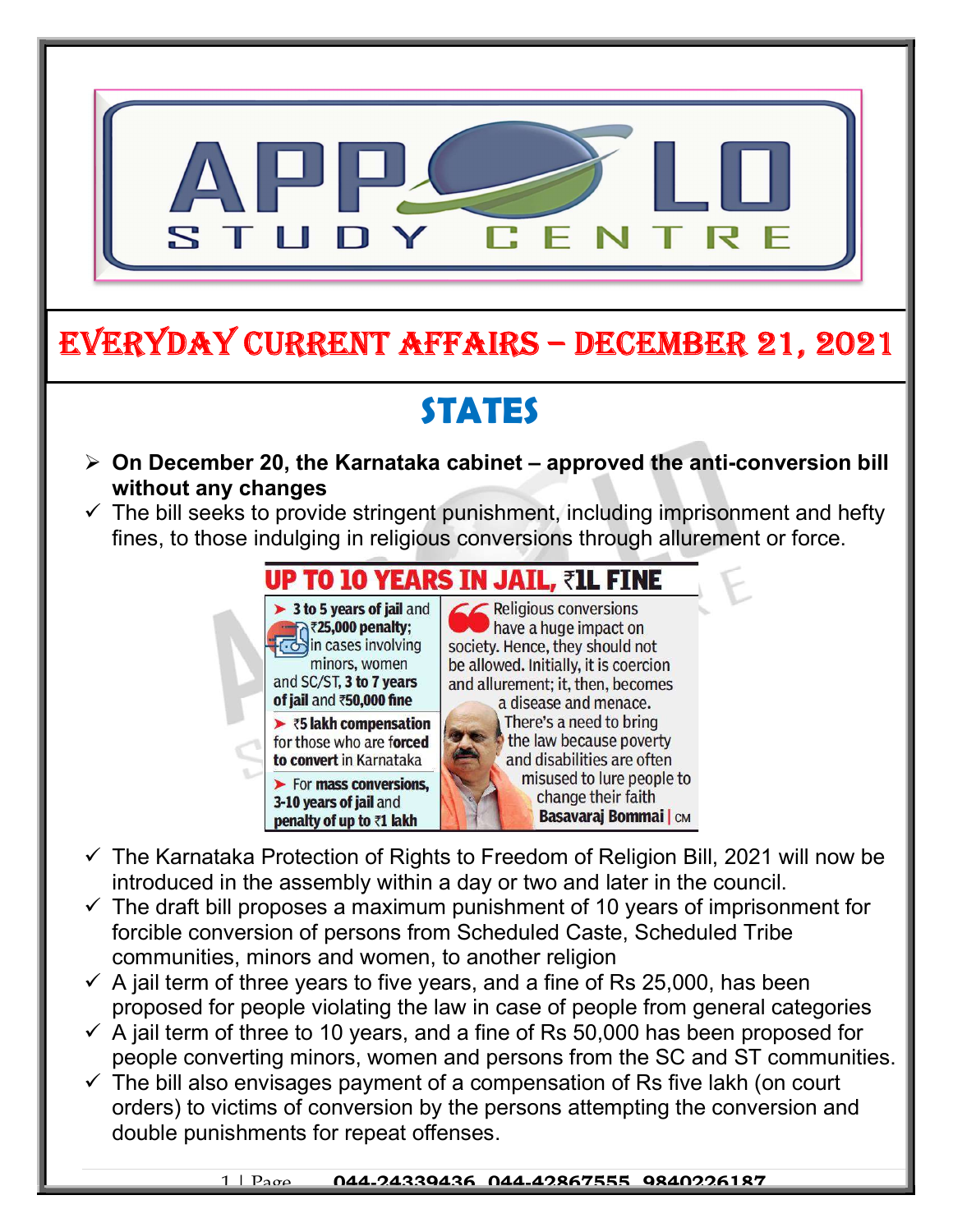# EVERYDAY CURRENT AFFAIRS – DECEMBER 21, 2021

## STATES

- **On December 20, the Karnataka cabinet – approved the anti-conversion bill without any changes**
  - The bill seeks to provide stringent punishment, including imprisonment and hefty fines, to those indulging in religious conversions through allurement or force.

**UP TO 10 YEARS IN JAIL, ₹1L FINE**

- **3 to 5 years of jail** and **₹25,000 penalty;** in cases involving minors, women and SC/ST, **3 to 7 years of jail** and **₹50,000 fine**
- **₹5 lakh compensation** for those who are **forced to convert** in Karnataka
- **For mass conversions, 3-10 years of jail** and **penalty of up to ₹1 lakh**

"Religious conversions have a huge impact on society. Hence, they should not be allowed. Initially, it is coercion and allurement; it, then, becomes a disease and menace. There's a need to bring the law because poverty and disabilities are often misused to lure people to change their faith" — **Basavaraj Bommai** | CM

- The Karnataka Protection of Rights to Freedom of Religion Bill, 2021 will now be introduced in the assembly within a day or two and later in the council.
- The draft bill proposes a maximum punishment of 10 years of imprisonment for forcible conversion of persons from Scheduled Caste, Scheduled Tribe communities, minors and women, to another religion
- A jail term of three years to five years, and a fine of Rs 25,000, has been proposed for people violating the law in case of people from general categories
- A jail term of three to 10 years, and a fine of Rs 50,000 has been proposed for people converting minors, women and persons from the SC and ST communities.
- The bill also envisages payment of a compensation of Rs five lakh (on court orders) to victims of conversion by the persons attempting the conversion and double punishments for repeat offenses.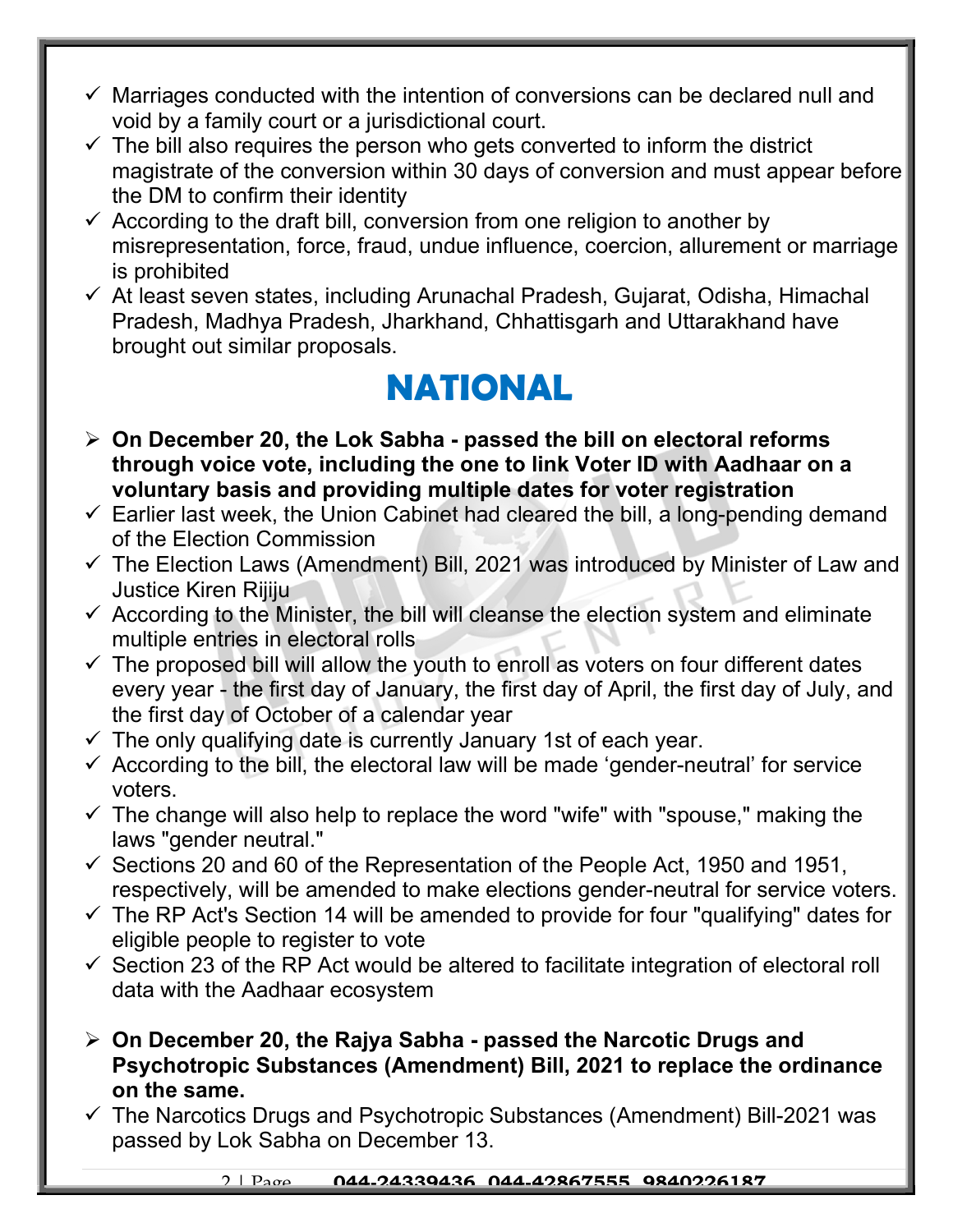- ✓ Marriages conducted with the intention of conversions can be declared null and void by a family court or a jurisdictional court.
- ✓ The bill also requires the person who gets converted to inform the district magistrate of the conversion within 30 days of conversion and must appear before the DM to confirm their identity
- ✓ According to the draft bill, conversion from one religion to another by misrepresentation, force, fraud, undue influence, coercion, allurement or marriage is prohibited
- ✓ At least seven states, including Arunachal Pradesh, Gujarat, Odisha, Himachal Pradesh, Madhya Pradesh, Jharkhand, Chhattisgarh and Uttarakhand have brought out similar proposals.

# NATIONAL

- ➢ **On December 20, the Lok Sabha - passed the bill on electoral reforms through voice vote, including the one to link Voter ID with Aadhaar on a voluntary basis and providing multiple dates for voter registration**
- ✓ Earlier last week, the Union Cabinet had cleared the bill, a long-pending demand of the Election Commission
- ✓ The Election Laws (Amendment) Bill, 2021 was introduced by Minister of Law and Justice Kiren Rijiju
- ✓ According to the Minister, the bill will cleanse the election system and eliminate multiple entries in electoral rolls
- ✓ The proposed bill will allow the youth to enroll as voters on four different dates every year - the first day of January, the first day of April, the first day of July, and the first day of October of a calendar year
- ✓ The only qualifying date is currently January 1st of each year.
- ✓ According to the bill, the electoral law will be made 'gender-neutral' for service voters.
- ✓ The change will also help to replace the word "wife" with "spouse," making the laws "gender neutral."
- ✓ Sections 20 and 60 of the Representation of the People Act, 1950 and 1951, respectively, will be amended to make elections gender-neutral for service voters.
- ✓ The RP Act's Section 14 will be amended to provide for four "qualifying" dates for eligible people to register to vote
- ✓ Section 23 of the RP Act would be altered to facilitate integration of electoral roll data with the Aadhaar ecosystem

- ➢ **On December 20, the Rajya Sabha - passed the Narcotic Drugs and Psychotropic Substances (Amendment) Bill, 2021 to replace the ordinance on the same.**
- ✓ The Narcotics Drugs and Psychotropic Substances (Amendment) Bill-2021 was passed by Lok Sabha on December 13.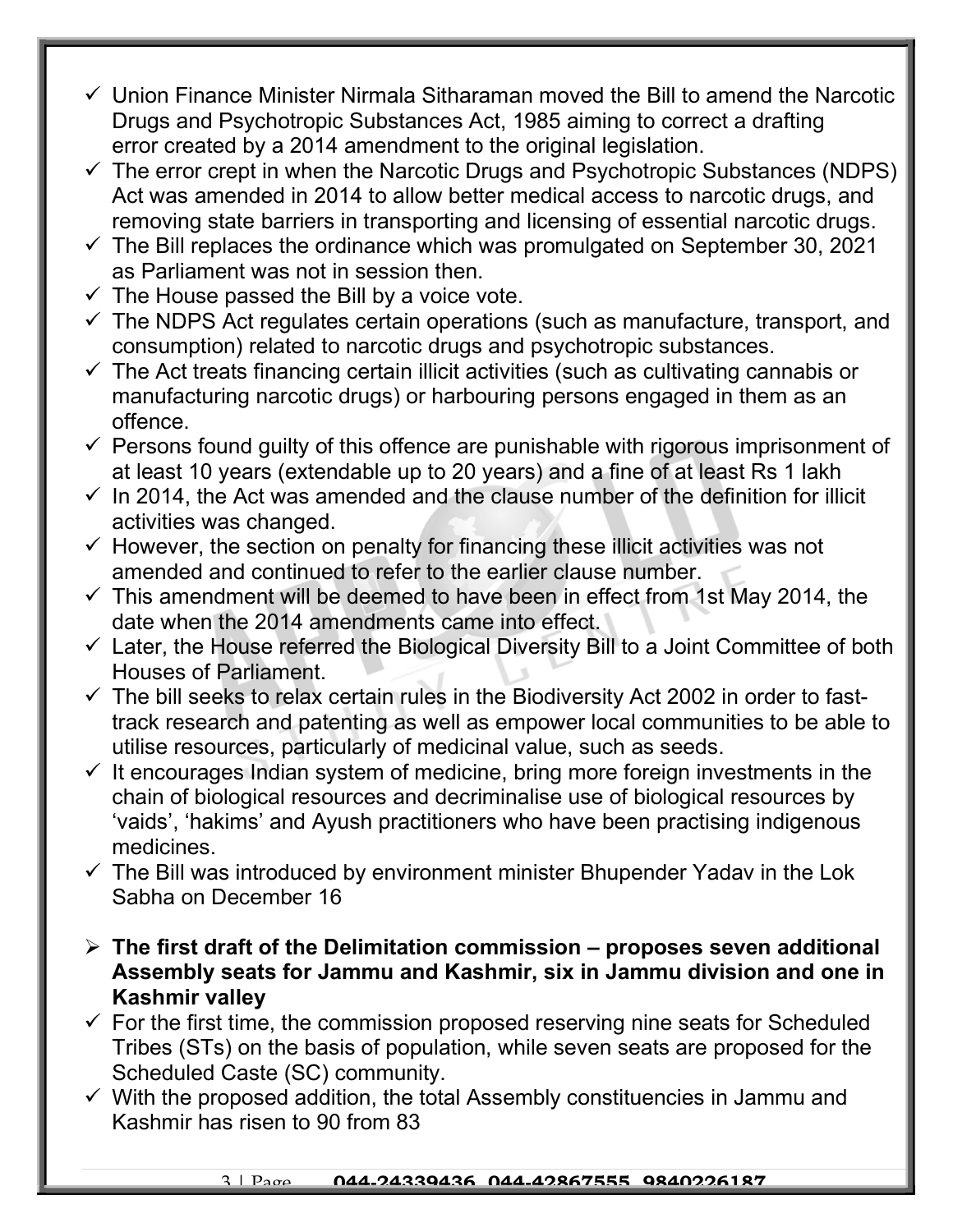- ✓ Union Finance Minister Nirmala Sitharaman moved the Bill to amend the Narcotic Drugs and Psychotropic Substances Act, 1985 aiming to correct a drafting error created by a 2014 amendment to the original legislation.
- ✓ The error crept in when the Narcotic Drugs and Psychotropic Substances (NDPS) Act was amended in 2014 to allow better medical access to narcotic drugs, and removing state barriers in transporting and licensing of essential narcotic drugs.
- ✓ The Bill replaces the ordinance which was promulgated on September 30, 2021 as Parliament was not in session then.
- ✓ The House passed the Bill by a voice vote.
- ✓ The NDPS Act regulates certain operations (such as manufacture, transport, and consumption) related to narcotic drugs and psychotropic substances.
- ✓ The Act treats financing certain illicit activities (such as cultivating cannabis or manufacturing narcotic drugs) or harbouring persons engaged in them as an offence.
- ✓ Persons found guilty of this offence are punishable with rigorous imprisonment of at least 10 years (extendable up to 20 years) and a fine of at least Rs 1 lakh
- ✓ In 2014, the Act was amended and the clause number of the definition for illicit activities was changed.
- ✓ However, the section on penalty for financing these illicit activities was not amended and continued to refer to the earlier clause number.
- ✓ This amendment will be deemed to have been in effect from 1st May 2014, the date when the 2014 amendments came into effect.
- ✓ Later, the House referred the Biological Diversity Bill to a Joint Committee of both Houses of Parliament.
- ✓ The bill seeks to relax certain rules in the Biodiversity Act 2002 in order to fast-track research and patenting as well as empower local communities to be able to utilise resources, particularly of medicinal value, such as seeds.
- ✓ It encourages Indian system of medicine, bring more foreign investments in the chain of biological resources and decriminalise use of biological resources by 'vaids', 'hakims' and Ayush practitioners who have been practising indigenous medicines.
- ✓ The Bill was introduced by environment minister Bhupender Yadav in the Lok Sabha on December 16

- **The first draft of the Delimitation commission – proposes seven additional Assembly seats for Jammu and Kashmir, six in Jammu division and one in Kashmir valley**
  - ✓ For the first time, the commission proposed reserving nine seats for Scheduled Tribes (STs) on the basis of population, while seven seats are proposed for the Scheduled Caste (SC) community.
  - ✓ With the proposed addition, the total Assembly constituencies in Jammu and Kashmir has risen to 90 from 83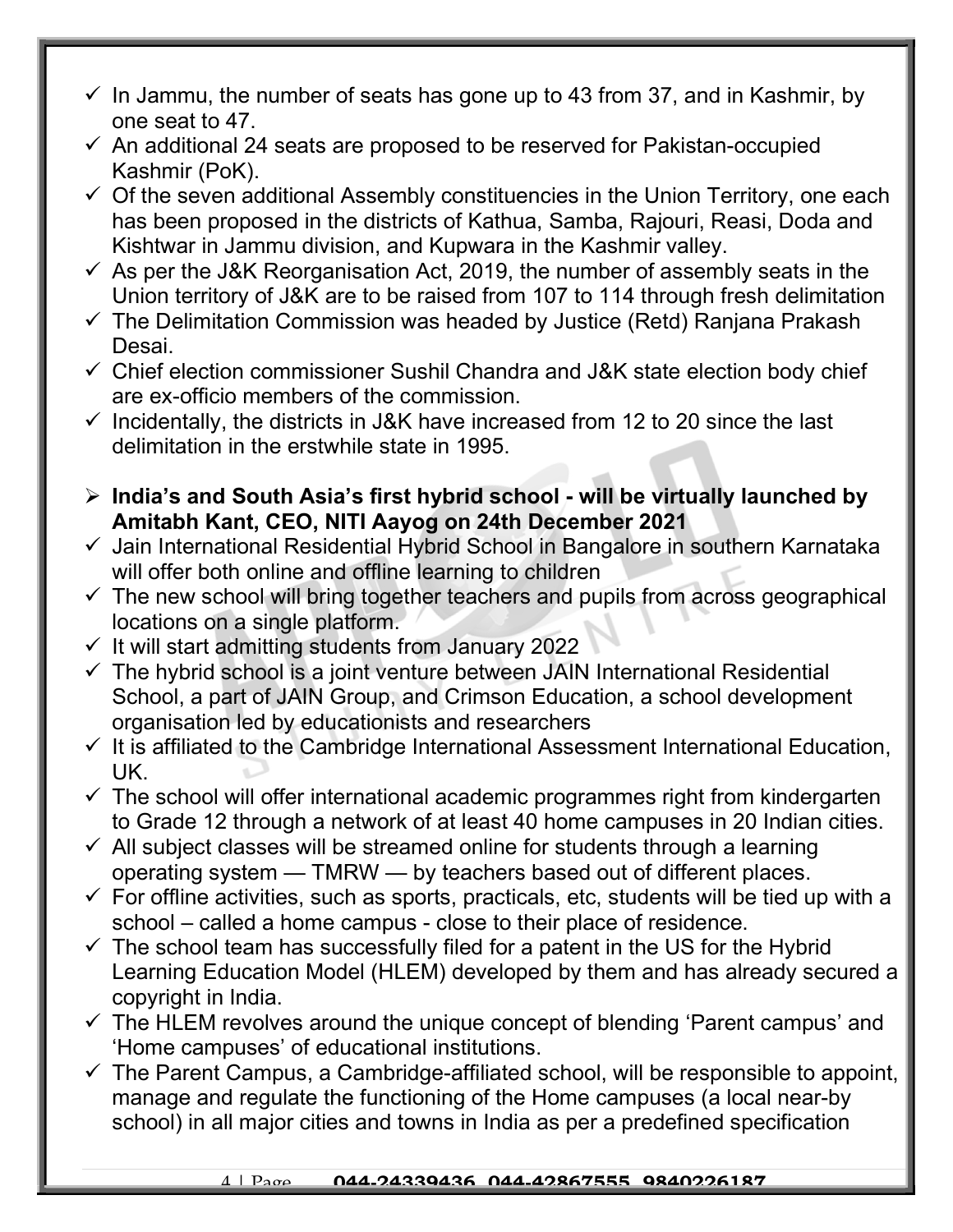- ✓ In Jammu, the number of seats has gone up to 43 from 37, and in Kashmir, by one seat to 47.
- ✓ An additional 24 seats are proposed to be reserved for Pakistan-occupied Kashmir (PoK).
- ✓ Of the seven additional Assembly constituencies in the Union Territory, one each has been proposed in the districts of Kathua, Samba, Rajouri, Reasi, Doda and Kishtwar in Jammu division, and Kupwara in the Kashmir valley.
- ✓ As per the J&K Reorganisation Act, 2019, the number of assembly seats in the Union territory of J&K are to be raised from 107 to 114 through fresh delimitation
- ✓ The Delimitation Commission was headed by Justice (Retd) Ranjana Prakash Desai.
- ✓ Chief election commissioner Sushil Chandra and J&K state election body chief are ex-officio members of the commission.
- ✓ Incidentally, the districts in J&K have increased from 12 to 20 since the last delimitation in the erstwhile state in 1995.

➢ **India's and South Asia's first hybrid school - will be virtually launched by Amitabh Kant, CEO, NITI Aayog on 24th December 2021**

- ✓ Jain International Residential Hybrid School in Bangalore in southern Karnataka will offer both online and offline learning to children
- ✓ The new school will bring together teachers and pupils from across geographical locations on a single platform.
- ✓ It will start admitting students from January 2022
- ✓ The hybrid school is a joint venture between JAIN International Residential School, a part of JAIN Group, and Crimson Education, a school development organisation led by educationists and researchers
- ✓ It is affiliated to the Cambridge International Assessment International Education, UK.
- ✓ The school will offer international academic programmes right from kindergarten to Grade 12 through a network of at least 40 home campuses in 20 Indian cities.
- ✓ All subject classes will be streamed online for students through a learning operating system — TMRW — by teachers based out of different places.
- ✓ For offline activities, such as sports, practicals, etc, students will be tied up with a school – called a home campus - close to their place of residence.
- ✓ The school team has successfully filed for a patent in the US for the Hybrid Learning Education Model (HLEM) developed by them and has already secured a copyright in India.
- ✓ The HLEM revolves around the unique concept of blending 'Parent campus' and 'Home campuses' of educational institutions.
- ✓ The Parent Campus, a Cambridge-affiliated school, will be responsible to appoint, manage and regulate the functioning of the Home campuses (a local near-by school) in all major cities and towns in India as per a predefined specification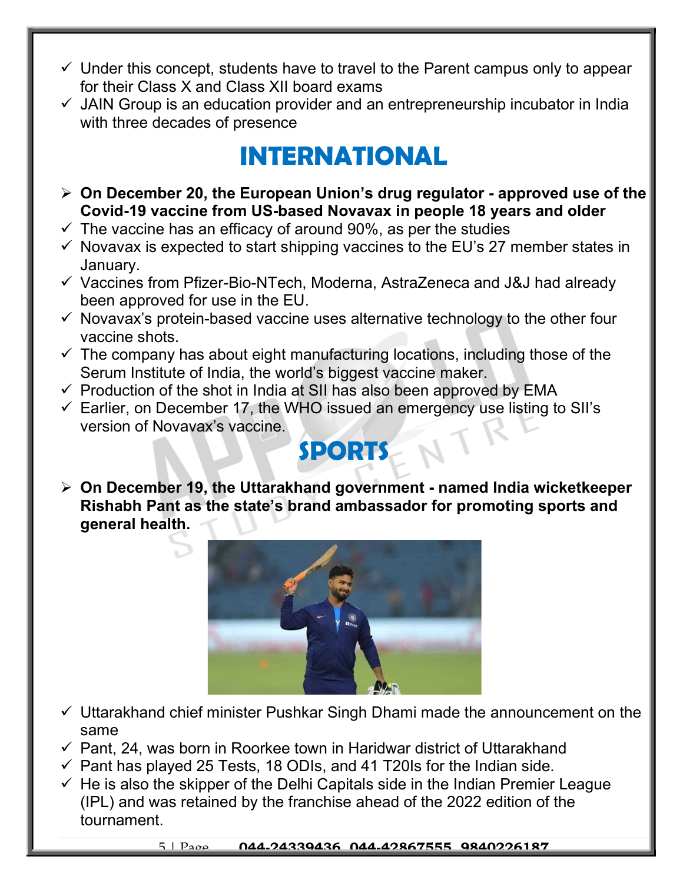- ✓ Under this concept, students have to travel to the Parent campus only to appear for their Class X and Class XII board exams
- ✓ JAIN Group is an education provider and an entrepreneurship incubator in India with three decades of presence

# INTERNATIONAL

- ➢ **On December 20, the European Union's drug regulator - approved use of the Covid-19 vaccine from US-based Novavax in people 18 years and older**
- ✓ The vaccine has an efficacy of around 90%, as per the studies
- ✓ Novavax is expected to start shipping vaccines to the EU's 27 member states in January.
- ✓ Vaccines from Pfizer-Bio-NTech, Moderna, AstraZeneca and J&J had already been approved for use in the EU.
- ✓ Novavax's protein-based vaccine uses alternative technology to the other four vaccine shots.
- ✓ The company has about eight manufacturing locations, including those of the Serum Institute of India, the world's biggest vaccine maker.
- ✓ Production of the shot in India at SII has also been approved by EMA
- ✓ Earlier, on December 17, the WHO issued an emergency use listing to SII's version of Novavax's vaccine.

# SPORTS

- ➢ **On December 19, the Uttarakhand government - named India wicketkeeper Rishabh Pant as the state's brand ambassador for promoting sports and general health.**
- ✓ Uttarakhand chief minister Pushkar Singh Dhami made the announcement on the same
- ✓ Pant, 24, was born in Roorkee town in Haridwar district of Uttarakhand
- ✓ Pant has played 25 Tests, 18 ODIs, and 41 T20Is for the Indian side.
- ✓ He is also the skipper of the Delhi Capitals side in the Indian Premier League (IPL) and was retained by the franchise ahead of the 2022 edition of the tournament.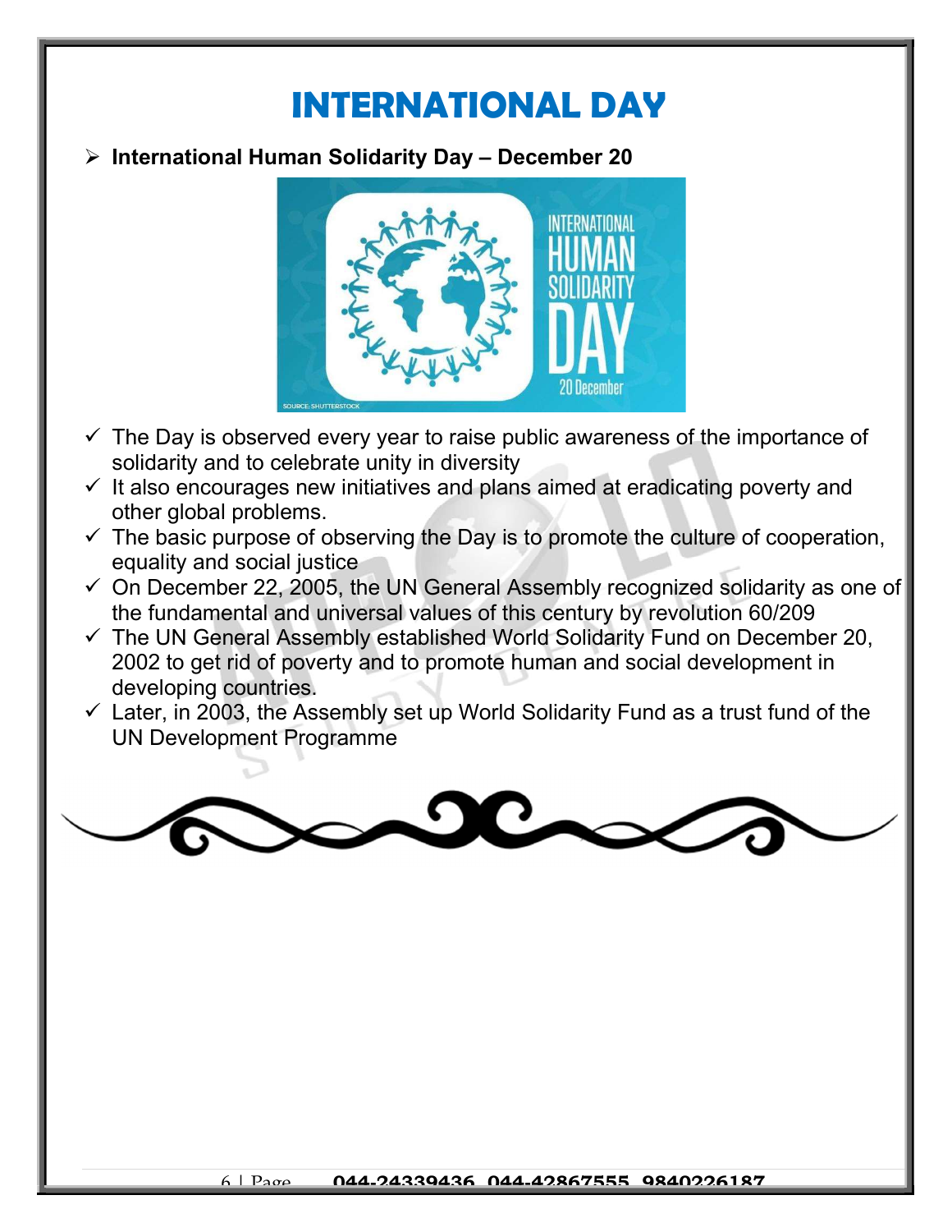# INTERNATIONAL DAY

- **International Human Solidarity Day – December 20**

- The Day is observed every year to raise public awareness of the importance of solidarity and to celebrate unity in diversity
- It also encourages new initiatives and plans aimed at eradicating poverty and other global problems.
- The basic purpose of observing the Day is to promote the culture of cooperation, equality and social justice
- On December 22, 2005, the UN General Assembly recognized solidarity as one of the fundamental and universal values of this century by revolution 60/209
- The UN General Assembly established World Solidarity Fund on December 20, 2002 to get rid of poverty and to promote human and social development in developing countries.
- Later, in 2003, the Assembly set up World Solidarity Fund as a trust fund of the UN Development Programme